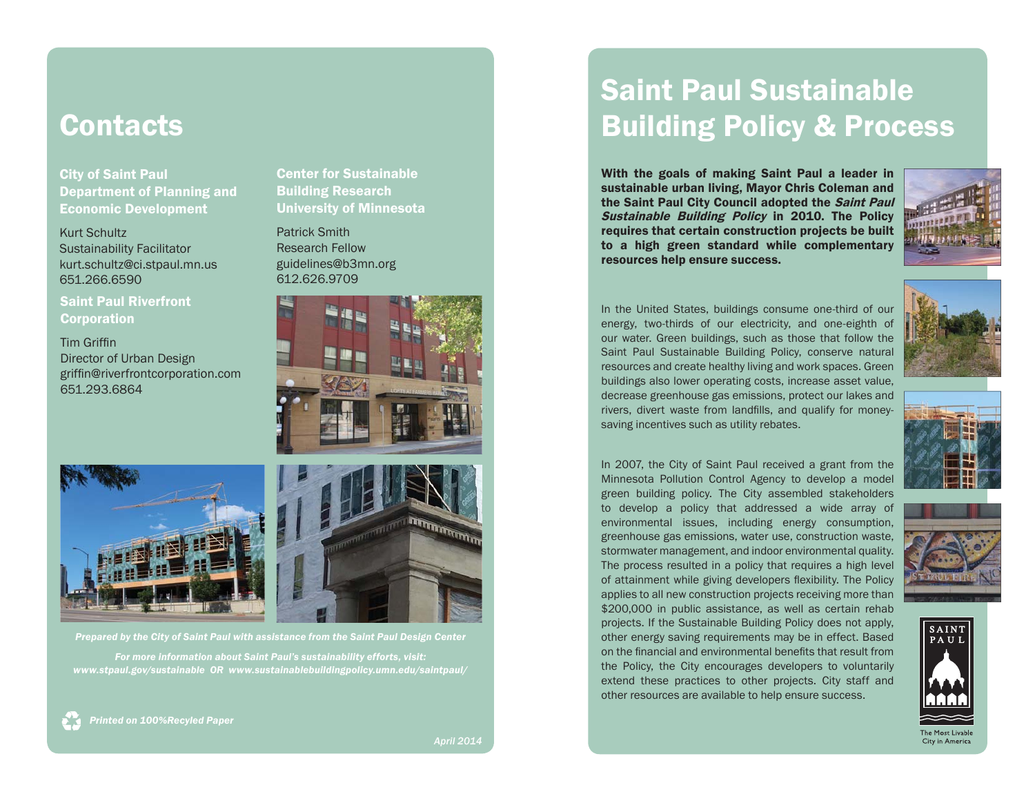# Contacts

### City of Saint Paul Department of Planning and Economic Development

Kurt Schultz
Sustainability Facilitator
kurt.schultz@ci.stpaul.mn.us
651.266.6590

### Saint Paul Riverfront Corporation

Tim Griffin
Director of Urban Design
griffin@riverfrontcorporation.com
651.293.6864

### Center for Sustainable Building Research University of Minnesota

Patrick Smith
Research Fellow
guidelines@b3mn.org
612.626.9709

*Prepared by the City of Saint Paul with assistance from the Saint Paul Design Center*

*For more information about Saint Paul's sustainability efforts, visit: www.stpaul.gov/sustainable OR www.sustainablebuildingpolicy.umn.edu/saintpaul/*

*Printed on 100%Recyled Paper*

*April 2014*

# Saint Paul Sustainable Building Policy & Process

**With the goals of making Saint Paul a leader in sustainable urban living, Mayor Chris Coleman and the Saint Paul City Council adopted the *Saint Paul Sustainable Building Policy* in 2010. The Policy requires that certain construction projects be built to a high green standard while complementary resources help ensure success.**

In the United States, buildings consume one-third of our energy, two-thirds of our electricity, and one-eighth of our water. Green buildings, such as those that follow the Saint Paul Sustainable Building Policy, conserve natural resources and create healthy living and work spaces. Green buildings also lower operating costs, increase asset value, decrease greenhouse gas emissions, protect our lakes and rivers, divert waste from landfills, and qualify for money-saving incentives such as utility rebates.

In 2007, the City of Saint Paul received a grant from the Minnesota Pollution Control Agency to develop a model green building policy. The City assembled stakeholders to develop a policy that addressed a wide array of environmental issues, including energy consumption, greenhouse gas emissions, water use, construction waste, stormwater management, and indoor environmental quality. The process resulted in a policy that requires a high level of attainment while giving developers flexibility. The Policy applies to all new construction projects receiving more than $200,000 in public assistance, as well as certain rehab projects. If the Sustainable Building Policy does not apply, other energy saving requirements may be in effect. Based on the financial and environmental benefits that result from the Policy, the City encourages developers to voluntarily extend these practices to other projects. City staff and other resources are available to help ensure success.

SAINT PAUL

The Most Livable City in America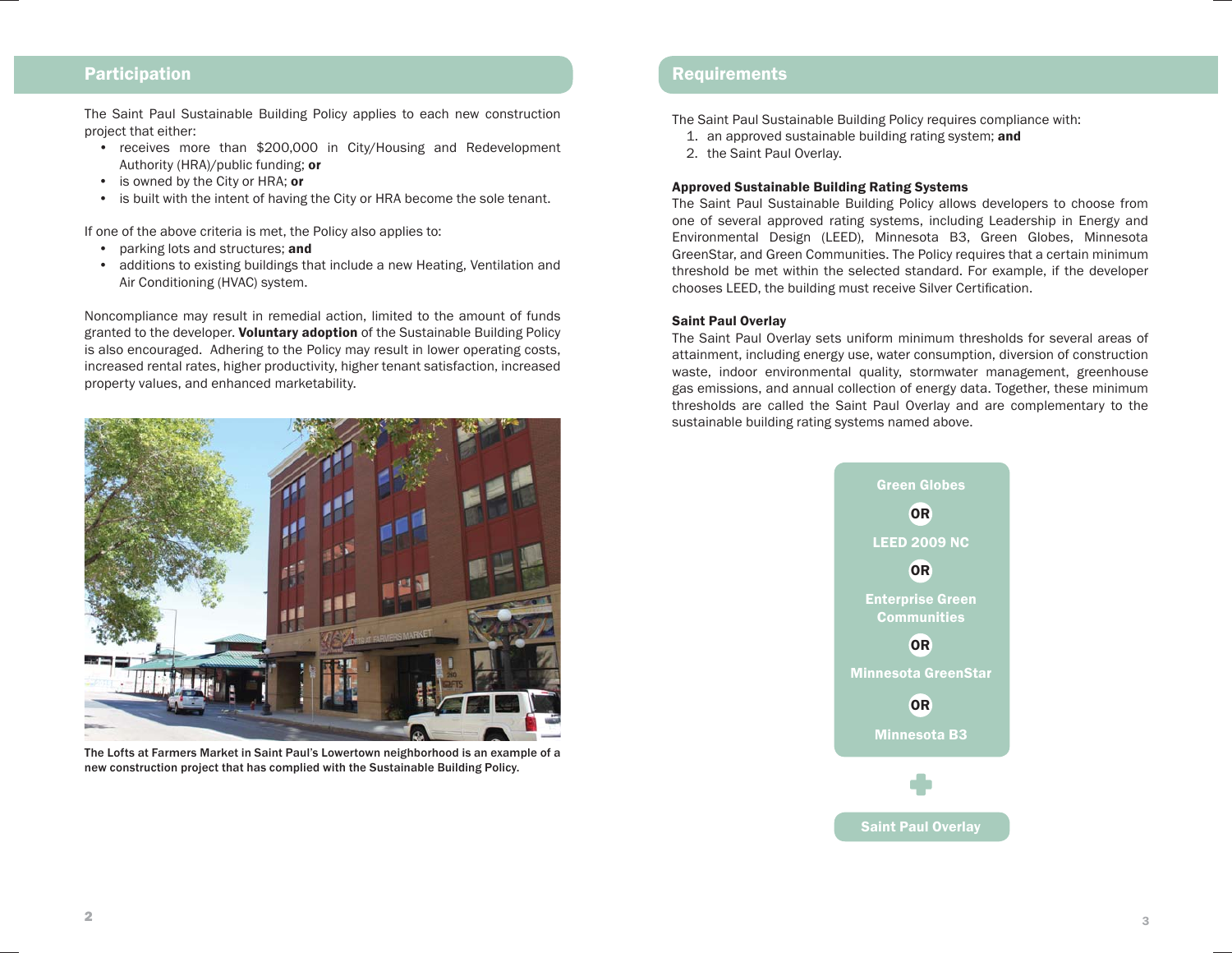## Participation

The Saint Paul Sustainable Building Policy applies to each new construction project that either:

- receives more than $200,000 in City/Housing and Redevelopment Authority (HRA)/public funding; **or**
- is owned by the City or HRA; **or**
- is built with the intent of having the City or HRA become the sole tenant.

If one of the above criteria is met, the Policy also applies to:

- parking lots and structures; **and**
- additions to existing buildings that include a new Heating, Ventilation and Air Conditioning (HVAC) system.

Noncompliance may result in remedial action, limited to the amount of funds granted to the developer. **Voluntary adoption** of the Sustainable Building Policy is also encouraged. Adhering to the Policy may result in lower operating costs, increased rental rates, higher productivity, higher tenant satisfaction, increased property values, and enhanced marketability.

The Lofts at Farmers Market in Saint Paul's Lowertown neighborhood is an example of a new construction project that has complied with the Sustainable Building Policy.

## Requirements

The Saint Paul Sustainable Building Policy requires compliance with:

1. an approved sustainable building rating system; **and**
2. the Saint Paul Overlay.

**Approved Sustainable Building Rating Systems**

The Saint Paul Sustainable Building Policy allows developers to choose from one of several approved rating systems, including Leadership in Energy and Environmental Design (LEED), Minnesota B3, Green Globes, Minnesota GreenStar, and Green Communities. The Policy requires that a certain minimum threshold be met within the selected standard. For example, if the developer chooses LEED, the building must receive Silver Certification.

**Saint Paul Overlay**

The Saint Paul Overlay sets uniform minimum thresholds for several areas of attainment, including energy use, water consumption, diversion of construction waste, indoor environmental quality, stormwater management, greenhouse gas emissions, and annual collection of energy data. Together, these minimum thresholds are called the Saint Paul Overlay and are complementary to the sustainable building rating systems named above.

**Green Globes**

OR

**LEED 2009 NC**

OR

**Enterprise Green Communities**

OR

**Minnesota GreenStar**

OR

**Minnesota B3**

+

**Saint Paul Overlay**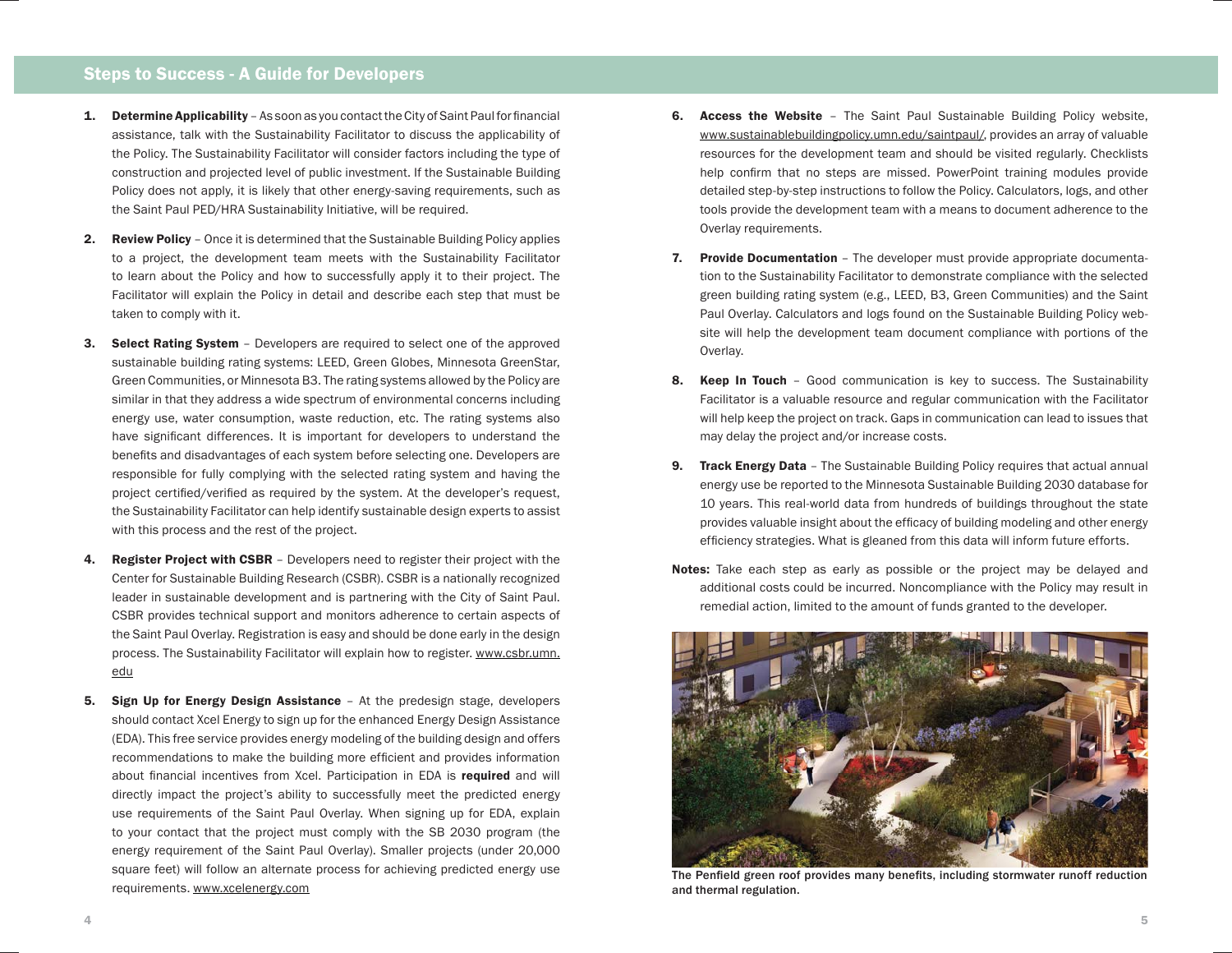## Steps to Success - A Guide for Developers

1. **Determine Applicability** – As soon as you contact the City of Saint Paul for financial assistance, talk with the Sustainability Facilitator to discuss the applicability of the Policy. The Sustainability Facilitator will consider factors including the type of construction and projected level of public investment. If the Sustainable Building Policy does not apply, it is likely that other energy-saving requirements, such as the Saint Paul PED/HRA Sustainability Initiative, will be required.

2. **Review Policy** – Once it is determined that the Sustainable Building Policy applies to a project, the development team meets with the Sustainability Facilitator to learn about the Policy and how to successfully apply it to their project. The Facilitator will explain the Policy in detail and describe each step that must be taken to comply with it.

3. **Select Rating System** – Developers are required to select one of the approved sustainable building rating systems: LEED, Green Globes, Minnesota GreenStar, Green Communities, or Minnesota B3. The rating systems allowed by the Policy are similar in that they address a wide spectrum of environmental concerns including energy use, water consumption, waste reduction, etc. The rating systems also have significant differences. It is important for developers to understand the benefits and disadvantages of each system before selecting one. Developers are responsible for fully complying with the selected rating system and having the project certified/verified as required by the system. At the developer's request, the Sustainability Facilitator can help identify sustainable design experts to assist with this process and the rest of the project.

4. **Register Project with CSBR** – Developers need to register their project with the Center for Sustainable Building Research (CSBR). CSBR is a nationally recognized leader in sustainable development and is partnering with the City of Saint Paul. CSBR provides technical support and monitors adherence to certain aspects of the Saint Paul Overlay. Registration is easy and should be done early in the design process. The Sustainability Facilitator will explain how to register. www.csbr.umn.edu

5. **Sign Up for Energy Design Assistance** – At the predesign stage, developers should contact Xcel Energy to sign up for the enhanced Energy Design Assistance (EDA). This free service provides energy modeling of the building design and offers recommendations to make the building more efficient and provides information about financial incentives from Xcel. Participation in EDA is **required** and will directly impact the project's ability to successfully meet the predicted energy use requirements of the Saint Paul Overlay. When signing up for EDA, explain to your contact that the project must comply with the SB 2030 program (the energy requirement of the Saint Paul Overlay). Smaller projects (under 20,000 square feet) will follow an alternate process for achieving predicted energy use requirements. www.xcelenergy.com

6. **Access the Website** – The Saint Paul Sustainable Building Policy website, www.sustainablebuildingpolicy.umn.edu/saintpaul/, provides an array of valuable resources for the development team and should be visited regularly. Checklists help confirm that no steps are missed. PowerPoint training modules provide detailed step-by-step instructions to follow the Policy. Calculators, logs, and other tools provide the development team with a means to document adherence to the Overlay requirements.

7. **Provide Documentation** – The developer must provide appropriate documentation to the Sustainability Facilitator to demonstrate compliance with the selected green building rating system (e.g., LEED, B3, Green Communities) and the Saint Paul Overlay. Calculators and logs found on the Sustainable Building Policy website will help the development team document compliance with portions of the Overlay.

8. **Keep In Touch** – Good communication is key to success. The Sustainability Facilitator is a valuable resource and regular communication with the Facilitator will help keep the project on track. Gaps in communication can lead to issues that may delay the project and/or increase costs.

9. **Track Energy Data** – The Sustainable Building Policy requires that actual annual energy use be reported to the Minnesota Sustainable Building 2030 database for 10 years. This real-world data from hundreds of buildings throughout the state provides valuable insight about the efficacy of building modeling and other energy efficiency strategies. What is gleaned from this data will inform future efforts.

**Notes:** Take each step as early as possible or the project may be delayed and additional costs could be incurred. Noncompliance with the Policy may result in remedial action, limited to the amount of funds granted to the developer.

The Penfield green roof provides many benefits, including stormwater runoff reduction and thermal regulation.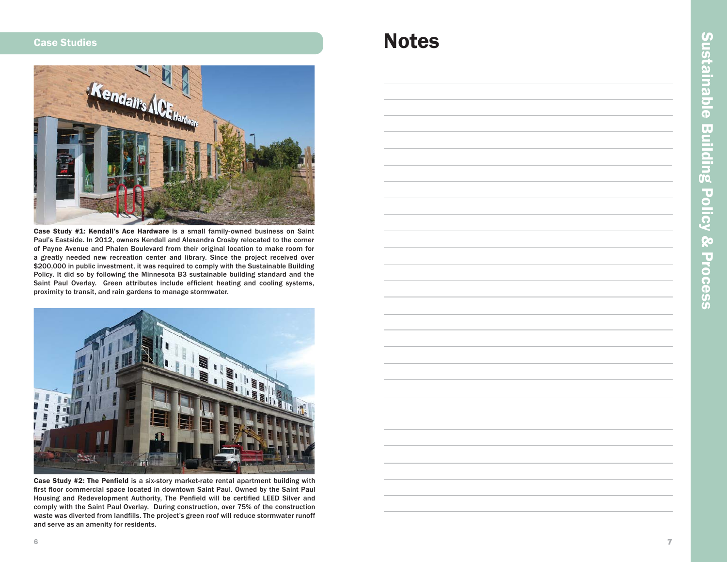## Case Studies

**Case Study #1: Kendall's Ace Hardware** is a small family-owned business on Saint Paul's Eastside. In 2012, owners Kendall and Alexandra Crosby relocated to the corner of Payne Avenue and Phalen Boulevard from their original location to make room for a greatly needed new recreation center and library. Since the project received over $200,000 in public investment, it was required to comply with the Sustainable Building Policy. It did so by following the Minnesota B3 sustainable building standard and the Saint Paul Overlay. Green attributes include efficient heating and cooling systems, proximity to transit, and rain gardens to manage stormwater.

**Case Study #2: The Penfield** is a six-story market-rate rental apartment building with first floor commercial space located in downtown Saint Paul. Owned by the Saint Paul Housing and Redevelopment Authority, The Penfield will be certified LEED Silver and comply with the Saint Paul Overlay. During construction, over 75% of the construction waste was diverted from landfills. The project's green roof will reduce stormwater runoff and serve as an amenity for residents.

# Notes